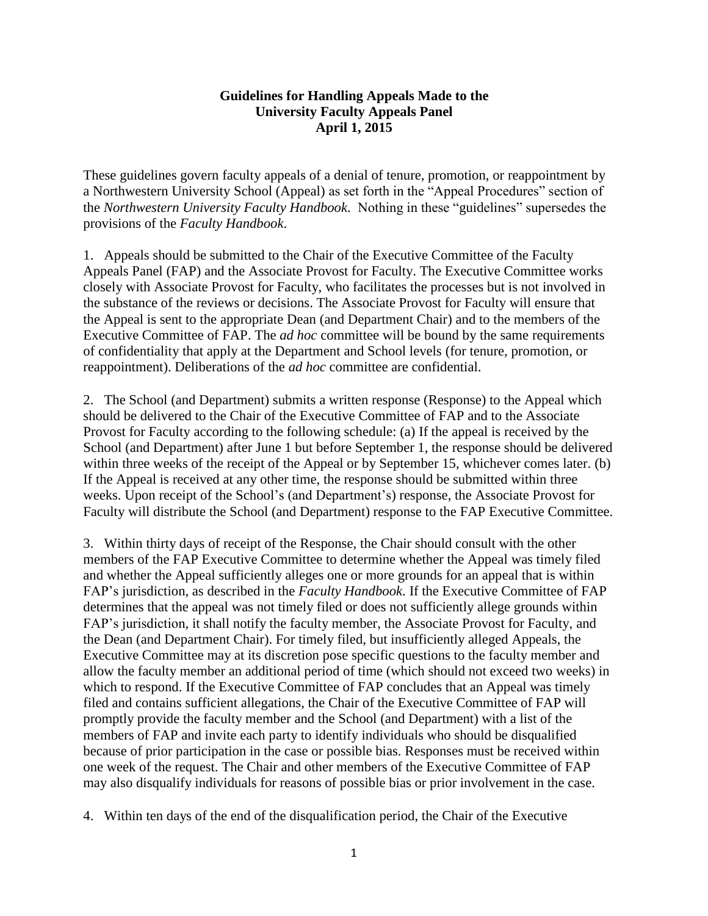# Guidelines for Handling Appeals Made to the University Faculty Appeals Panel
## April 1, 2015

These guidelines govern faculty appeals of a denial of tenure, promotion, or reappointment by a Northwestern University School (Appeal) as set forth in the "Appeal Procedures" section of the *Northwestern University Faculty Handbook*. Nothing in these "guidelines" supersedes the provisions of the *Faculty Handbook*.

1. Appeals should be submitted to the Chair of the Executive Committee of the Faculty Appeals Panel (FAP) and the Associate Provost for Faculty. The Executive Committee works closely with Associate Provost for Faculty, who facilitates the processes but is not involved in the substance of the reviews or decisions. The Associate Provost for Faculty will ensure that the Appeal is sent to the appropriate Dean (and Department Chair) and to the members of the Executive Committee of FAP. The *ad hoc* committee will be bound by the same requirements of confidentiality that apply at the Department and School levels (for tenure, promotion, or reappointment). Deliberations of the *ad hoc* committee are confidential.

2. The School (and Department) submits a written response (Response) to the Appeal which should be delivered to the Chair of the Executive Committee of FAP and to the Associate Provost for Faculty according to the following schedule: (a) If the appeal is received by the School (and Department) after June 1 but before September 1, the response should be delivered within three weeks of the receipt of the Appeal or by September 15, whichever comes later. (b) If the Appeal is received at any other time, the response should be submitted within three weeks. Upon receipt of the School's (and Department's) response, the Associate Provost for Faculty will distribute the School (and Department) response to the FAP Executive Committee.

3. Within thirty days of receipt of the Response, the Chair should consult with the other members of the FAP Executive Committee to determine whether the Appeal was timely filed and whether the Appeal sufficiently alleges one or more grounds for an appeal that is within FAP's jurisdiction, as described in the *Faculty Handbook.* If the Executive Committee of FAP determines that the appeal was not timely filed or does not sufficiently allege grounds within FAP's jurisdiction, it shall notify the faculty member, the Associate Provost for Faculty, and the Dean (and Department Chair). For timely filed, but insufficiently alleged Appeals, the Executive Committee may at its discretion pose specific questions to the faculty member and allow the faculty member an additional period of time (which should not exceed two weeks) in which to respond. If the Executive Committee of FAP concludes that an Appeal was timely filed and contains sufficient allegations, the Chair of the Executive Committee of FAP will promptly provide the faculty member and the School (and Department) with a list of the members of FAP and invite each party to identify individuals who should be disqualified because of prior participation in the case or possible bias. Responses must be received within one week of the request. The Chair and other members of the Executive Committee of FAP may also disqualify individuals for reasons of possible bias or prior involvement in the case.

4. Within ten days of the end of the disqualification period, the Chair of the Executive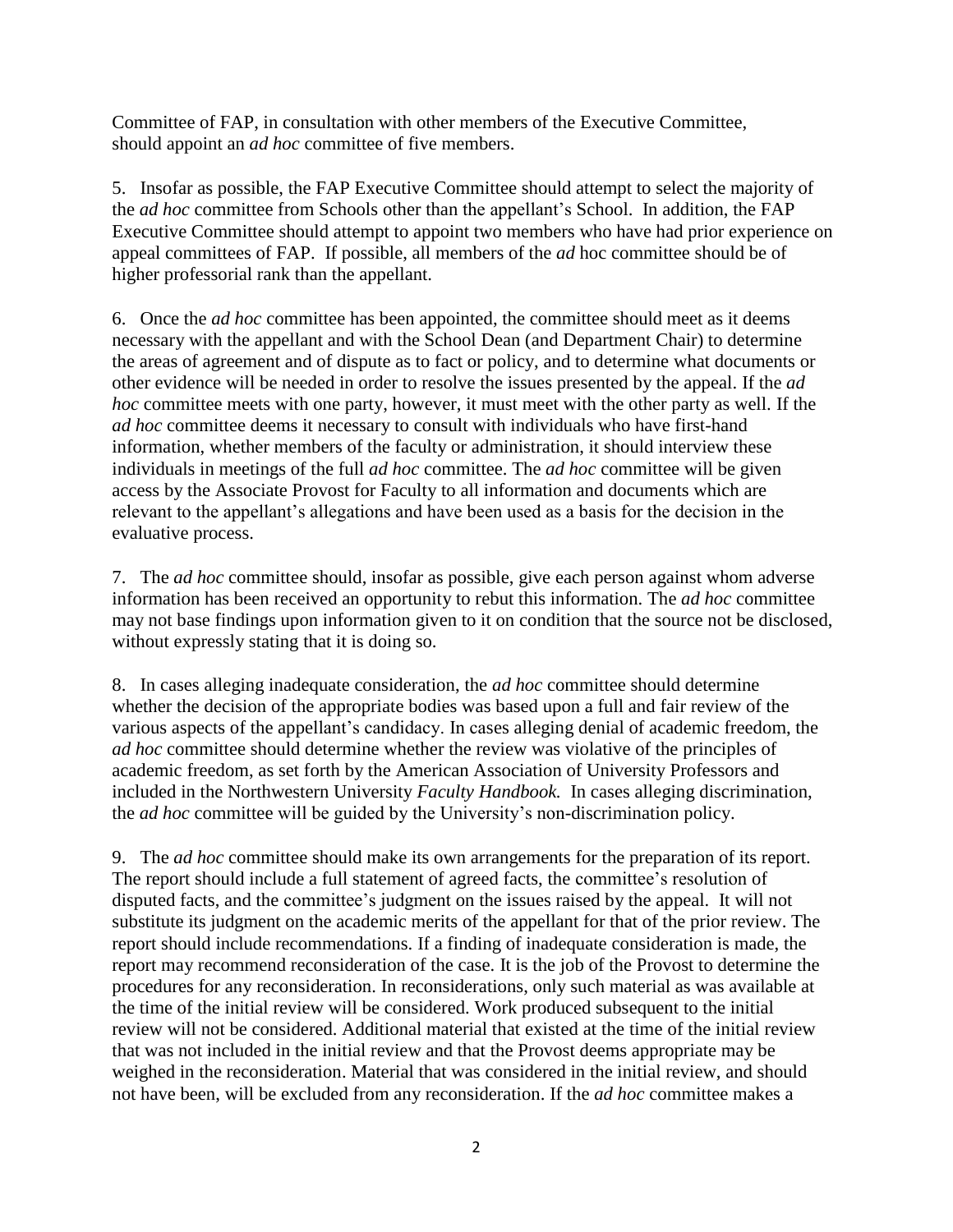Committee of FAP, in consultation with other members of the Executive Committee, should appoint an *ad hoc* committee of five members.

5. Insofar as possible, the FAP Executive Committee should attempt to select the majority of the *ad hoc* committee from Schools other than the appellant's School. In addition, the FAP Executive Committee should attempt to appoint two members who have had prior experience on appeal committees of FAP. If possible, all members of the *ad* hoc committee should be of higher professorial rank than the appellant.

6. Once the *ad hoc* committee has been appointed, the committee should meet as it deems necessary with the appellant and with the School Dean (and Department Chair) to determine the areas of agreement and of dispute as to fact or policy, and to determine what documents or other evidence will be needed in order to resolve the issues presented by the appeal. If the *ad hoc* committee meets with one party, however, it must meet with the other party as well. If the *ad hoc* committee deems it necessary to consult with individuals who have first-hand information, whether members of the faculty or administration, it should interview these individuals in meetings of the full *ad hoc* committee. The *ad hoc* committee will be given access by the Associate Provost for Faculty to all information and documents which are relevant to the appellant's allegations and have been used as a basis for the decision in the evaluative process.

7. The *ad hoc* committee should, insofar as possible, give each person against whom adverse information has been received an opportunity to rebut this information. The *ad hoc* committee may not base findings upon information given to it on condition that the source not be disclosed, without expressly stating that it is doing so.

8. In cases alleging inadequate consideration, the *ad hoc* committee should determine whether the decision of the appropriate bodies was based upon a full and fair review of the various aspects of the appellant's candidacy. In cases alleging denial of academic freedom, the *ad hoc* committee should determine whether the review was violative of the principles of academic freedom, as set forth by the American Association of University Professors and included in the Northwestern University *Faculty Handbook.* In cases alleging discrimination, the *ad hoc* committee will be guided by the University's non-discrimination policy.

9. The *ad hoc* committee should make its own arrangements for the preparation of its report. The report should include a full statement of agreed facts, the committee's resolution of disputed facts, and the committee's judgment on the issues raised by the appeal. It will not substitute its judgment on the academic merits of the appellant for that of the prior review. The report should include recommendations. If a finding of inadequate consideration is made, the report may recommend reconsideration of the case. It is the job of the Provost to determine the procedures for any reconsideration. In reconsiderations, only such material as was available at the time of the initial review will be considered. Work produced subsequent to the initial review will not be considered. Additional material that existed at the time of the initial review that was not included in the initial review and that the Provost deems appropriate may be weighed in the reconsideration. Material that was considered in the initial review, and should not have been, will be excluded from any reconsideration. If the *ad hoc* committee makes a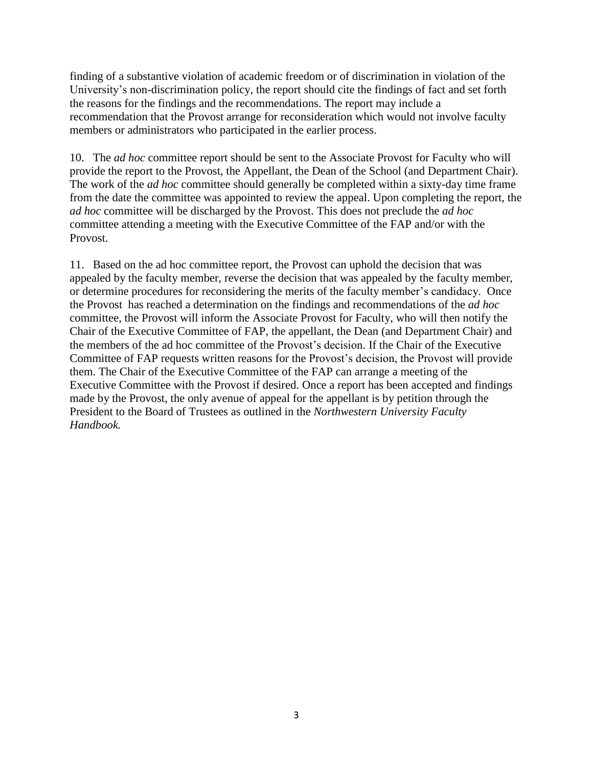finding of a substantive violation of academic freedom or of discrimination in violation of the University's non-discrimination policy, the report should cite the findings of fact and set forth the reasons for the findings and the recommendations. The report may include a recommendation that the Provost arrange for reconsideration which would not involve faculty members or administrators who participated in the earlier process.

10. The *ad hoc* committee report should be sent to the Associate Provost for Faculty who will provide the report to the Provost, the Appellant, the Dean of the School (and Department Chair). The work of the *ad hoc* committee should generally be completed within a sixty-day time frame from the date the committee was appointed to review the appeal. Upon completing the report, the *ad hoc* committee will be discharged by the Provost. This does not preclude the *ad hoc* committee attending a meeting with the Executive Committee of the FAP and/or with the Provost.

11. Based on the ad hoc committee report, the Provost can uphold the decision that was appealed by the faculty member, reverse the decision that was appealed by the faculty member, or determine procedures for reconsidering the merits of the faculty member's candidacy. Once the Provost has reached a determination on the findings and recommendations of the *ad hoc* committee, the Provost will inform the Associate Provost for Faculty, who will then notify the Chair of the Executive Committee of FAP, the appellant, the Dean (and Department Chair) and the members of the ad hoc committee of the Provost's decision. If the Chair of the Executive Committee of FAP requests written reasons for the Provost's decision, the Provost will provide them. The Chair of the Executive Committee of the FAP can arrange a meeting of the Executive Committee with the Provost if desired. Once a report has been accepted and findings made by the Provost, the only avenue of appeal for the appellant is by petition through the President to the Board of Trustees as outlined in the *Northwestern University Faculty Handbook.*